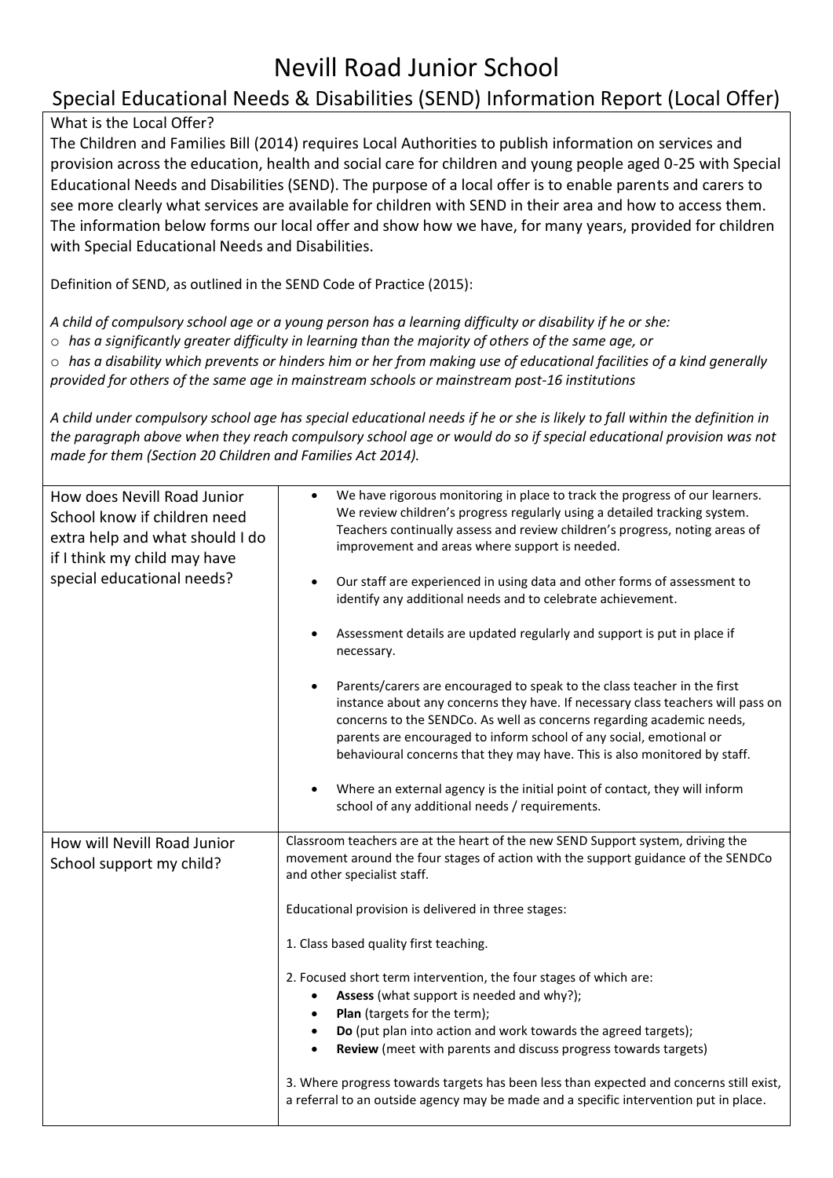# Nevill Road Junior School

## Special Educational Needs & Disabilities (SEND) Information Report (Local Offer)

What is the Local Offer?

The Children and Families Bill (2014) requires Local Authorities to publish information on services and provision across the education, health and social care for children and young people aged 0-25 with Special Educational Needs and Disabilities (SEND). The purpose of a local offer is to enable parents and carers to see more clearly what services are available for children with SEND in their area and how to access them. The information below forms our local offer and show how we have, for many years, provided for children with Special Educational Needs and Disabilities.

Definition of SEND, as outlined in the SEND Code of Practice (2015):

*A child of compulsory school age or a young person has a learning difficulty or disability if he or she:*

- *has a significantly greater difficulty in learning than the majority of others of the same age, or*
- *has a disability which prevents or hinders him or her from making use of educational facilities of a kind generally provided for others of the same age in mainstream schools or mainstream post-16 institutions*

*A child under compulsory school age has special educational needs if he or she is likely to fall within the definition in the paragraph above when they reach compulsory school age or would do so if special educational provision was not made for them (Section 20 Children and Families Act 2014).*

| | |
|---|---|
| How does Nevill Road Junior School know if children need extra help and what should I do if I think my child may have special educational needs? | • We have rigorous monitoring in place to track the progress of our learners. We review children's progress regularly using a detailed tracking system. Teachers continually assess and review children's progress, noting areas of improvement and areas where support is needed.<br><br>• Our staff are experienced in using data and other forms of assessment to identify any additional needs and to celebrate achievement.<br><br>• Assessment details are updated regularly and support is put in place if necessary.<br><br>• Parents/carers are encouraged to speak to the class teacher in the first instance about any concerns they have. If necessary class teachers will pass on concerns to the SENDCo. As well as concerns regarding academic needs, parents are encouraged to inform school of any social, emotional or behavioural concerns that they may have. This is also monitored by staff.<br><br>• Where an external agency is the initial point of contact, they will inform school of any additional needs / requirements. |
| How will Nevill Road Junior School support my child? | Classroom teachers are at the heart of the new SEND Support system, driving the movement around the four stages of action with the support guidance of the SENDCo and other specialist staff.<br><br>Educational provision is delivered in three stages:<br><br>1. Class based quality first teaching.<br><br>2. Focused short term intervention, the four stages of which are:<br>• **Assess** (what support is needed and why?);<br>• **Plan** (targets for the term);<br>• **Do** (put plan into action and work towards the agreed targets);<br>• **Review** (meet with parents and discuss progress towards targets)<br><br>3. Where progress towards targets has been less than expected and concerns still exist, a referral to an outside agency may be made and a specific intervention put in place. |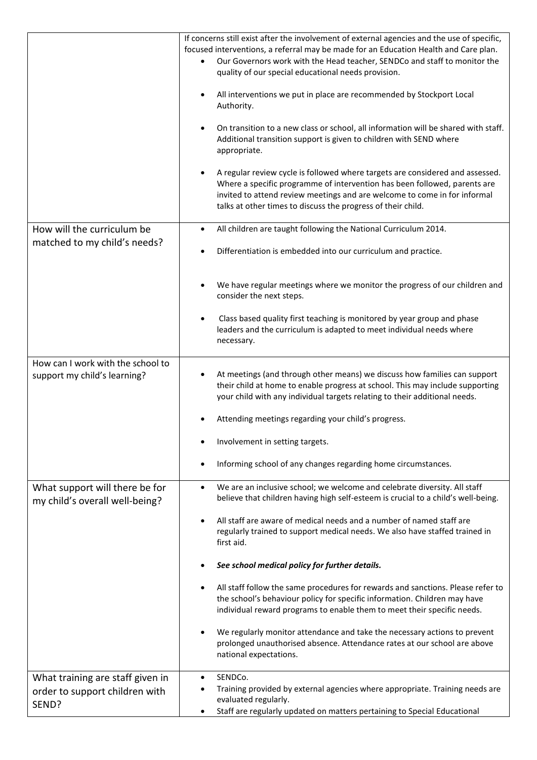| | |
|---|---|
| | If concerns still exist after the involvement of external agencies and the use of specific, focused interventions, a referral may be made for an Education Health and Care plan.<br>• Our Governors work with the Head teacher, SENDCo and staff to monitor the quality of our special educational needs provision.<br>• All interventions we put in place are recommended by Stockport Local Authority.<br>• On transition to a new class or school, all information will be shared with staff. Additional transition support is given to children with SEND where appropriate.<br>• A regular review cycle is followed where targets are considered and assessed. Where a specific programme of intervention has been followed, parents are invited to attend review meetings and are welcome to come in for informal talks at other times to discuss the progress of their child. |
| How will the curriculum be matched to my child's needs? | • All children are taught following the National Curriculum 2014.<br>• Differentiation is embedded into our curriculum and practice.<br>• We have regular meetings where we monitor the progress of our children and consider the next steps.<br>• Class based quality first teaching is monitored by year group and phase leaders and the curriculum is adapted to meet individual needs where necessary. |
| How can I work with the school to support my child's learning? | • At meetings (and through other means) we discuss how families can support their child at home to enable progress at school. This may include supporting your child with any individual targets relating to their additional needs.<br>• Attending meetings regarding your child's progress.<br>• Involvement in setting targets.<br>• Informing school of any changes regarding home circumstances. |
| What support will there be for my child's overall well-being? | • We are an inclusive school; we welcome and celebrate diversity. All staff believe that children having high self-esteem is crucial to a child's well-being.<br>• All staff are aware of medical needs and a number of named staff are regularly trained to support medical needs. We also have staffed trained in first aid.<br>• ***See school medical policy for further details.***<br>• All staff follow the same procedures for rewards and sanctions. Please refer to the school's behaviour policy for specific information. Children may have individual reward programs to enable them to meet their specific needs.<br>• We regularly monitor attendance and take the necessary actions to prevent prolonged unauthorised absence. Attendance rates at our school are above national expectations. |
| What training are staff given in order to support children with SEND? | • SENDCo.<br>• Training provided by external agencies where appropriate. Training needs are evaluated regularly.<br>• Staff are regularly updated on matters pertaining to Special Educational |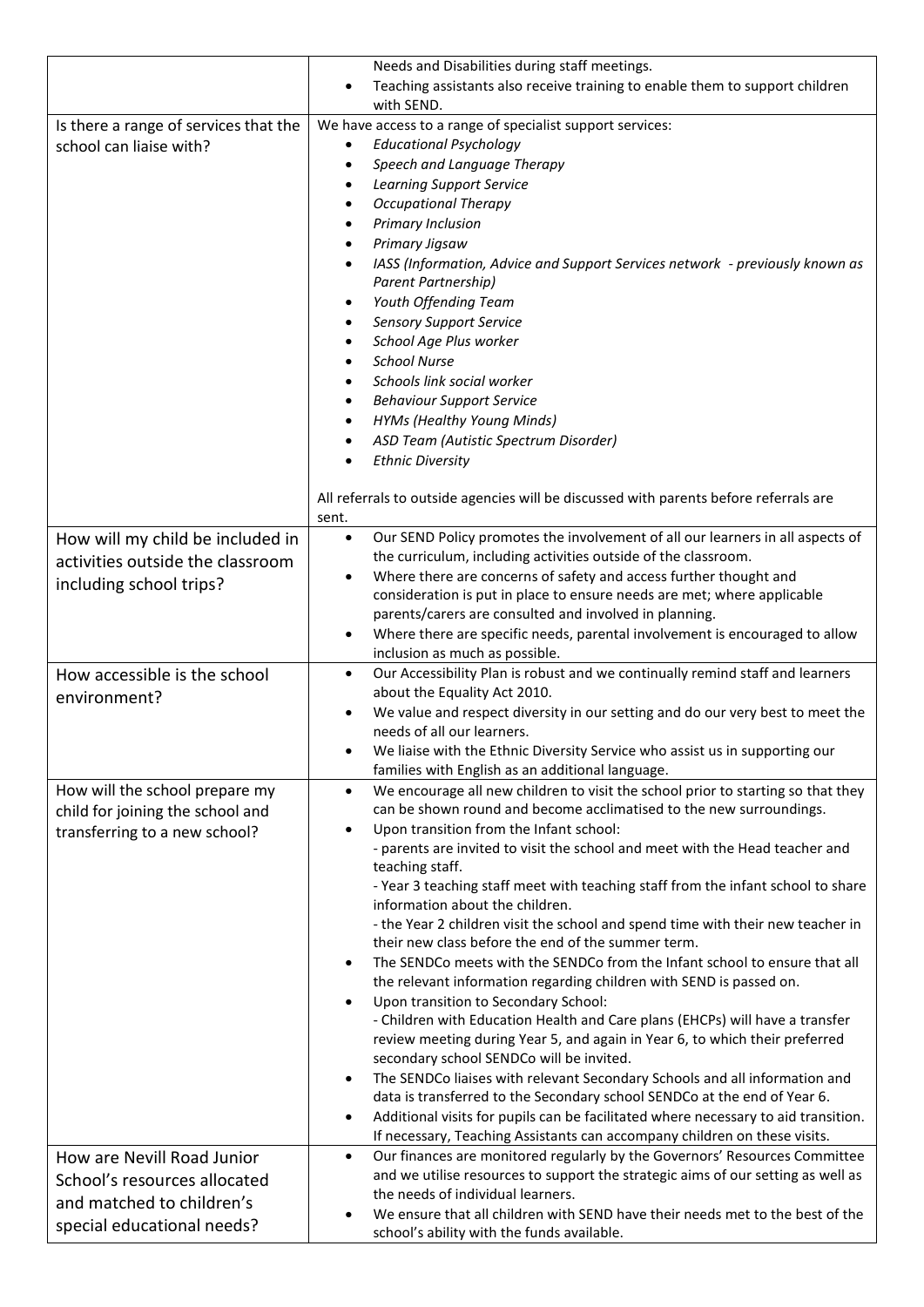| | |
|---|---|
| | Needs and Disabilities during staff meetings.<br>• Teaching assistants also receive training to enable them to support children with SEND. |
| Is there a range of services that the school can liaise with? | We have access to a range of specialist support services:<br>• *Educational Psychology*<br>• *Speech and Language Therapy*<br>• *Learning Support Service*<br>• *Occupational Therapy*<br>• *Primary Inclusion*<br>• *Primary Jigsaw*<br>• *IASS (Information, Advice and Support Services network - previously known as Parent Partnership)*<br>• *Youth Offending Team*<br>• *Sensory Support Service*<br>• *School Age Plus worker*<br>• *School Nurse*<br>• *Schools link social worker*<br>• *Behaviour Support Service*<br>• *HYMs (Healthy Young Minds)*<br>• *ASD Team (Autistic Spectrum Disorder)*<br>• *Ethnic Diversity*<br><br>All referrals to outside agencies will be discussed with parents before referrals are sent. |
| How will my child be included in activities outside the classroom including school trips? | • Our SEND Policy promotes the involvement of all our learners in all aspects of the curriculum, including activities outside of the classroom.<br>• Where there are concerns of safety and access further thought and consideration is put in place to ensure needs are met; where applicable parents/carers are consulted and involved in planning.<br>• Where there are specific needs, parental involvement is encouraged to allow inclusion as much as possible. |
| How accessible is the school environment? | • Our Accessibility Plan is robust and we continually remind staff and learners about the Equality Act 2010.<br>• We value and respect diversity in our setting and do our very best to meet the needs of all our learners.<br>• We liaise with the Ethnic Diversity Service who assist us in supporting our families with English as an additional language. |
| How will the school prepare my child for joining the school and transferring to a new school? | • We encourage all new children to visit the school prior to starting so that they can be shown round and become acclimatised to the new surroundings.<br>• Upon transition from the Infant school:<br>- parents are invited to visit the school and meet with the Head teacher and teaching staff.<br>- Year 3 teaching staff meet with teaching staff from the infant school to share information about the children.<br>- the Year 2 children visit the school and spend time with their new teacher in their new class before the end of the summer term.<br>• The SENDCo meets with the SENDCo from the Infant school to ensure that all the relevant information regarding children with SEND is passed on.<br>• Upon transition to Secondary School:<br>- Children with Education Health and Care plans (EHCPs) will have a transfer review meeting during Year 5, and again in Year 6, to which their preferred secondary school SENDCo will be invited.<br>• The SENDCo liaises with relevant Secondary Schools and all information and data is transferred to the Secondary school SENDCo at the end of Year 6.<br>• Additional visits for pupils can be facilitated where necessary to aid transition. If necessary, Teaching Assistants can accompany children on these visits. |
| How are Nevill Road Junior School's resources allocated and matched to children's special educational needs? | • Our finances are monitored regularly by the Governors' Resources Committee and we utilise resources to support the strategic aims of our setting as well as the needs of individual learners.<br>• We ensure that all children with SEND have their needs met to the best of the school's ability with the funds available. |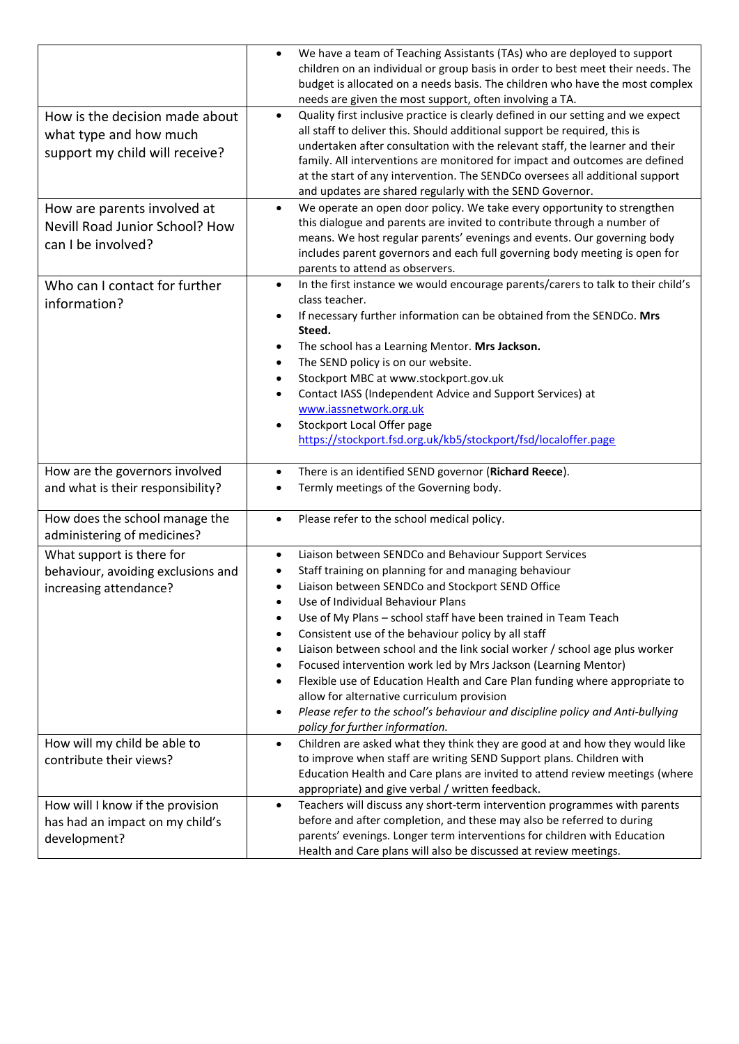| | |
|---|---|
| | • We have a team of Teaching Assistants (TAs) who are deployed to support children on an individual or group basis in order to best meet their needs. The budget is allocated on a needs basis. The children who have the most complex needs are given the most support, often involving a TA. |
| How is the decision made about what type and how much support my child will receive? | • Quality first inclusive practice is clearly defined in our setting and we expect all staff to deliver this. Should additional support be required, this is undertaken after consultation with the relevant staff, the learner and their family. All interventions are monitored for impact and outcomes are defined at the start of any intervention. The SENDCo oversees all additional support and updates are shared regularly with the SEND Governor. |
| How are parents involved at Nevill Road Junior School? How can I be involved? | • We operate an open door policy. We take every opportunity to strengthen this dialogue and parents are invited to contribute through a number of means. We host regular parents' evenings and events. Our governing body includes parent governors and each full governing body meeting is open for parents to attend as observers. |
| Who can I contact for further information? | • In the first instance we would encourage parents/carers to talk to their child's class teacher.<br>• If necessary further information can be obtained from the SENDCo. **Mrs Steed.**<br>• The school has a Learning Mentor. **Mrs Jackson.**<br>• The SEND policy is on our website.<br>• Stockport MBC at www.stockport.gov.uk<br>• Contact IASS (Independent Advice and Support Services) at www.iassnetwork.org.uk<br>• Stockport Local Offer page https://stockport.fsd.org.uk/kb5/stockport/fsd/localoffer.page |
| How are the governors involved and what is their responsibility? | • There is an identified SEND governor (**Richard Reece**).<br>• Termly meetings of the Governing body. |
| How does the school manage the administering of medicines? | • Please refer to the school medical policy. |
| What support is there for behaviour, avoiding exclusions and increasing attendance? | • Liaison between SENDCo and Behaviour Support Services<br>• Staff training on planning for and managing behaviour<br>• Liaison between SENDCo and Stockport SEND Office<br>• Use of Individual Behaviour Plans<br>• Use of My Plans – school staff have been trained in Team Teach<br>• Consistent use of the behaviour policy by all staff<br>• Liaison between school and the link social worker / school age plus worker<br>• Focused intervention work led by Mrs Jackson (Learning Mentor)<br>• Flexible use of Education Health and Care Plan funding where appropriate to allow for alternative curriculum provision<br>• *Please refer to the school's behaviour and discipline policy and Anti-bullying policy for further information.* |
| How will my child be able to contribute their views? | • Children are asked what they think they are good at and how they would like to improve when staff are writing SEND Support plans. Children with Education Health and Care plans are invited to attend review meetings (where appropriate) and give verbal / written feedback. |
| How will I know if the provision has had an impact on my child's development? | • Teachers will discuss any short-term intervention programmes with parents before and after completion, and these may also be referred to during parents' evenings. Longer term interventions for children with Education Health and Care plans will also be discussed at review meetings. |